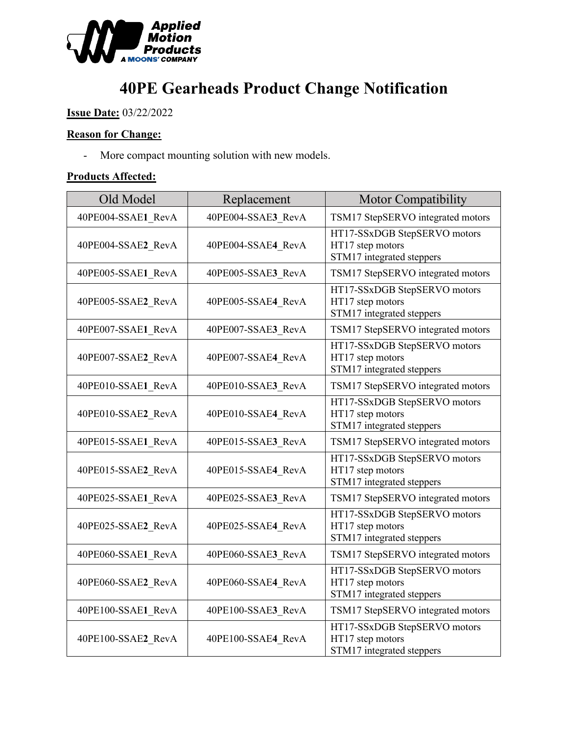# 40PE Gearheads Product Change Notification

**Issue Date:** 03/22/2022

**Reason for Change:**

- More compact mounting solution with new models.

**Products Affected:**

| Old Model | Replacement | Motor Compatibility |
| --- | --- | --- |
| 40PE004-SSAE**1**_RevA | 40PE004-SSAE**3**_RevA | TSM17 StepSERVO integrated motors |
| 40PE004-SSAE**2**_RevA | 40PE004-SSAE**4**_RevA | HT17-SSxDGB StepSERVO motors<br>HT17 step motors<br>STM17 integrated steppers |
| 40PE005-SSAE**1**_RevA | 40PE005-SSAE**3**_RevA | TSM17 StepSERVO integrated motors |
| 40PE005-SSAE**2**_RevA | 40PE005-SSAE**4**_RevA | HT17-SSxDGB StepSERVO motors<br>HT17 step motors<br>STM17 integrated steppers |
| 40PE007-SSAE**1**_RevA | 40PE007-SSAE**3**_RevA | TSM17 StepSERVO integrated motors |
| 40PE007-SSAE**2**_RevA | 40PE007-SSAE**4**_RevA | HT17-SSxDGB StepSERVO motors<br>HT17 step motors<br>STM17 integrated steppers |
| 40PE010-SSAE**1**_RevA | 40PE010-SSAE**3**_RevA | TSM17 StepSERVO integrated motors |
| 40PE010-SSAE**2**_RevA | 40PE010-SSAE**4**_RevA | HT17-SSxDGB StepSERVO motors<br>HT17 step motors<br>STM17 integrated steppers |
| 40PE015-SSAE**1**_RevA | 40PE015-SSAE**3**_RevA | TSM17 StepSERVO integrated motors |
| 40PE015-SSAE**2**_RevA | 40PE015-SSAE**4**_RevA | HT17-SSxDGB StepSERVO motors<br>HT17 step motors<br>STM17 integrated steppers |
| 40PE025-SSAE**1**_RevA | 40PE025-SSAE**3**_RevA | TSM17 StepSERVO integrated motors |
| 40PE025-SSAE**2**_RevA | 40PE025-SSAE**4**_RevA | HT17-SSxDGB StepSERVO motors<br>HT17 step motors<br>STM17 integrated steppers |
| 40PE060-SSAE**1**_RevA | 40PE060-SSAE**3**_RevA | TSM17 StepSERVO integrated motors |
| 40PE060-SSAE**2**_RevA | 40PE060-SSAE**4**_RevA | HT17-SSxDGB StepSERVO motors<br>HT17 step motors<br>STM17 integrated steppers |
| 40PE100-SSAE**1**_RevA | 40PE100-SSAE**3**_RevA | TSM17 StepSERVO integrated motors |
| 40PE100-SSAE**2**_RevA | 40PE100-SSAE**4**_RevA | HT17-SSxDGB StepSERVO motors<br>HT17 step motors<br>STM17 integrated steppers |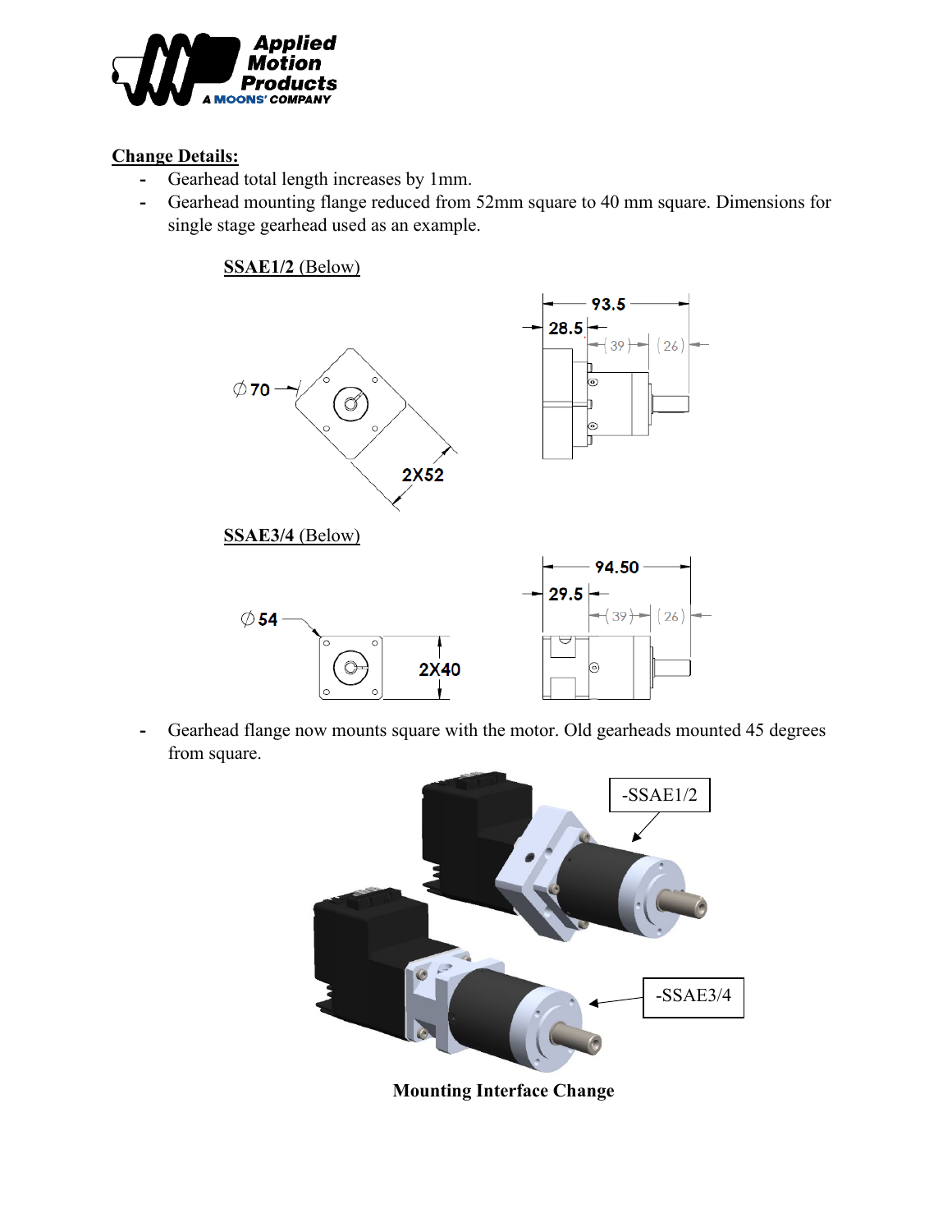**Change Details:**

- Gearhead total length increases by 1mm.
- Gearhead mounting flange reduced from 52mm square to 40 mm square. Dimensions for single stage gearhead used as an example.

**SSAE1/2** (Below)

**SSAE3/4** (Below)

- Gearhead flange now mounts square with the motor. Old gearheads mounted 45 degrees from square.

**Mounting Interface Change**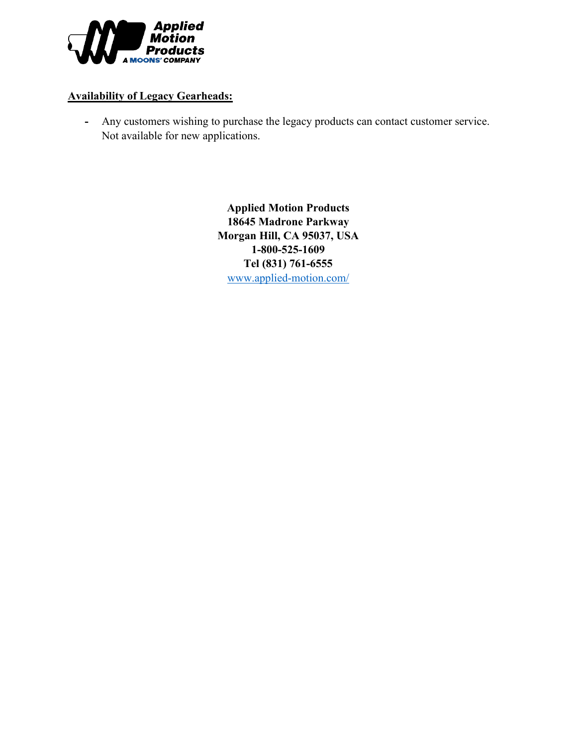**Availability of Legacy Gearheads:**

- Any customers wishing to purchase the legacy products can contact customer service. Not available for new applications.

**Applied Motion Products**
**18645 Madrone Parkway**
**Morgan Hill, CA 95037, USA**
**1-800-525-1609**
**Tel (831) 761-6555**
www.applied-motion.com/